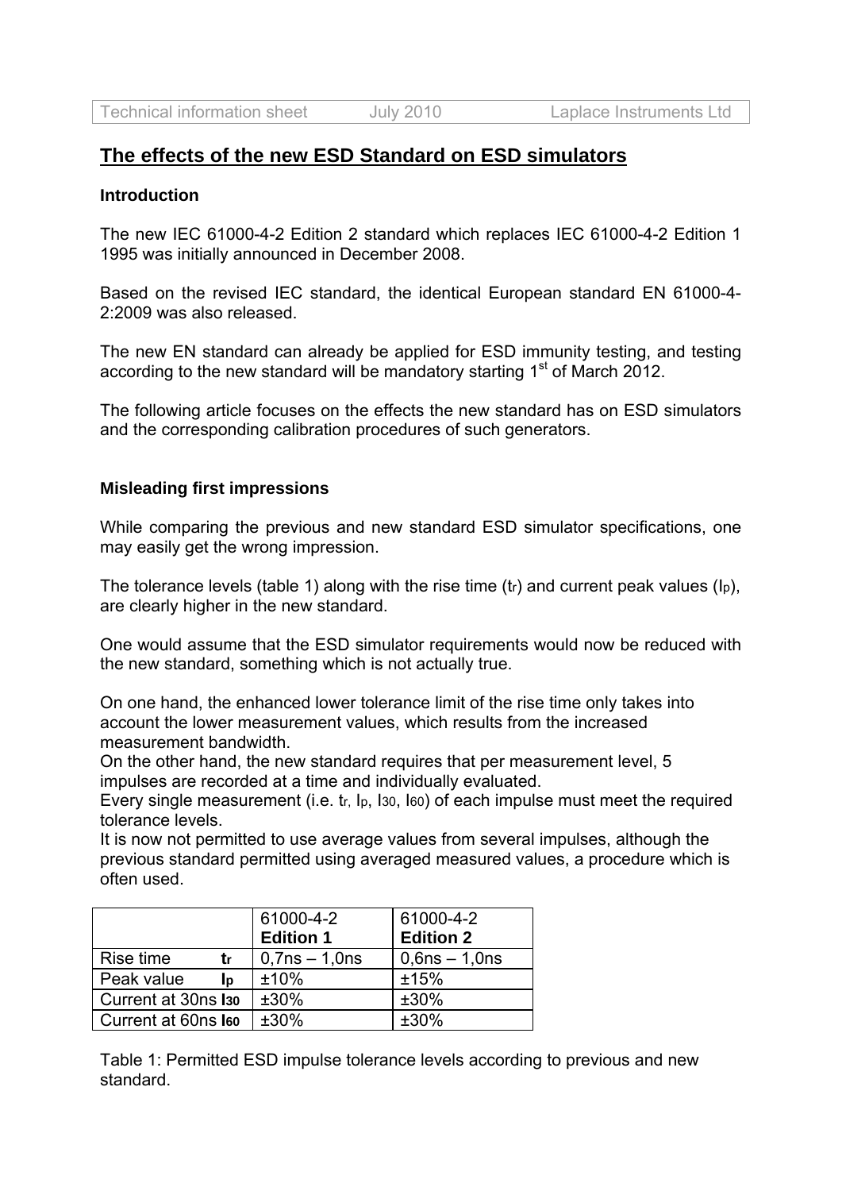# The effects of the new ESD Standard on ESD simulators

### Introduction

The new IEC 61000-4-2 Edition 2 standard which replaces IEC 61000-4-2 Edition 1 1995 was initially announced in December 2008.

Based on the revised IEC standard, the identical European standard EN 61000-4-2:2009 was also released.

The new EN standard can already be applied for ESD immunity testing, and testing according to the new standard will be mandatory starting 1st of March 2012.

The following article focuses on the effects the new standard has on ESD simulators and the corresponding calibration procedures of such generators.

### Misleading first impressions

While comparing the previous and new standard ESD simulator specifications, one may easily get the wrong impression.

The tolerance levels (table 1) along with the rise time ($t_r$) and current peak values ($I_p$), are clearly higher in the new standard.

One would assume that the ESD simulator requirements would now be reduced with the new standard, something which is not actually true.

On one hand, the enhanced lower tolerance limit of the rise time only takes into account the lower measurement values, which results from the increased measurement bandwidth.
On the other hand, the new standard requires that per measurement level, 5 impulses are recorded at a time and individually evaluated.
Every single measurement (i.e. $t_r$, $I_p$, $I_{30}$, $I_{60}$) of each impulse must meet the required tolerance levels.
It is now not permitted to use average values from several impulses, although the previous standard permitted using averaged measured values, a procedure which is often used.

| | 61000-4-2 **Edition 1** | 61000-4-2 **Edition 2** |
|---|---|---|
| Rise time **$t_r$** | 0,7ns – 1,0ns | 0,6ns – 1,0ns |
| Peak value **$I_p$** | ±10% | ±15% |
| Current at 30ns **$I_{30}$** | ±30% | ±30% |
| Current at 60ns **$I_{60}$** | ±30% | ±30% |

Table 1: Permitted ESD impulse tolerance levels according to previous and new standard.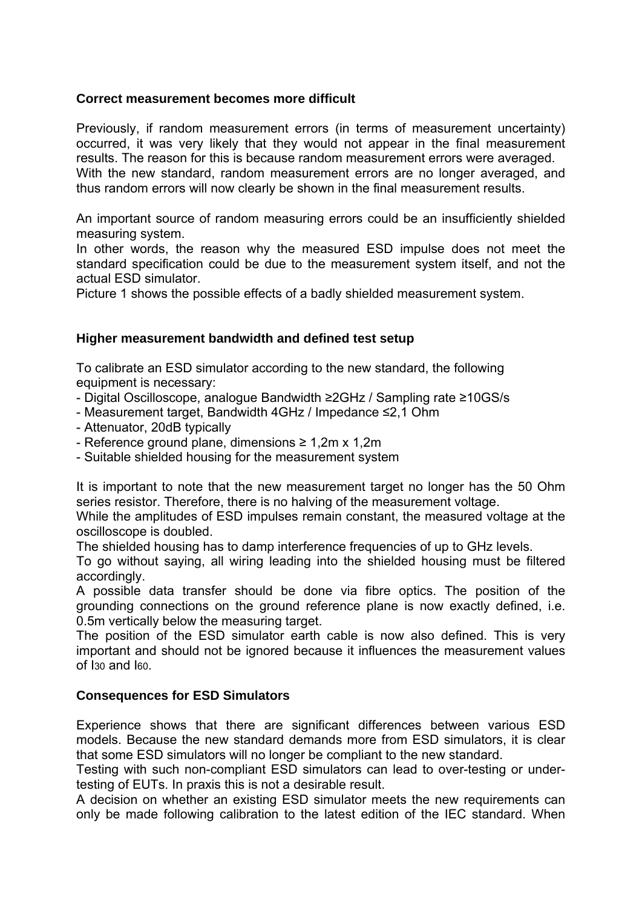### Correct measurement becomes more difficult

Previously, if random measurement errors (in terms of measurement uncertainty) occurred, it was very likely that they would not appear in the final measurement results. The reason for this is because random measurement errors were averaged. With the new standard, random measurement errors are no longer averaged, and thus random errors will now clearly be shown in the final measurement results.

An important source of random measuring errors could be an insufficiently shielded measuring system.
In other words, the reason why the measured ESD impulse does not meet the standard specification could be due to the measurement system itself, and not the actual ESD simulator.
Picture 1 shows the possible effects of a badly shielded measurement system.

### Higher measurement bandwidth and defined test setup

To calibrate an ESD simulator according to the new standard, the following equipment is necessary:

- Digital Oscilloscope, analogue Bandwidth ≥2GHz / Sampling rate ≥10GS/s
- Measurement target, Bandwidth 4GHz / Impedance ≤2,1 Ohm
- Attenuator, 20dB typically
- Reference ground plane, dimensions ≥ 1,2m x 1,2m
- Suitable shielded housing for the measurement system

It is important to note that the new measurement target no longer has the 50 Ohm series resistor. Therefore, there is no halving of the measurement voltage.
While the amplitudes of ESD impulses remain constant, the measured voltage at the oscilloscope is doubled.
The shielded housing has to damp interference frequencies of up to GHz levels.
To go without saying, all wiring leading into the shielded housing must be filtered accordingly.
A possible data transfer should be done via fibre optics. The position of the grounding connections on the ground reference plane is now exactly defined, i.e. 0.5m vertically below the measuring target.
The position of the ESD simulator earth cable is now also defined. This is very important and should not be ignored because it influences the measurement values of $I_{30}$ and $I_{60}$.

### Consequences for ESD Simulators

Experience shows that there are significant differences between various ESD models. Because the new standard demands more from ESD simulators, it is clear that some ESD simulators will no longer be compliant to the new standard.
Testing with such non-compliant ESD simulators can lead to over-testing or under-testing of EUTs. In praxis this is not a desirable result.
A decision on whether an existing ESD simulator meets the new requirements can only be made following calibration to the latest edition of the IEC standard. When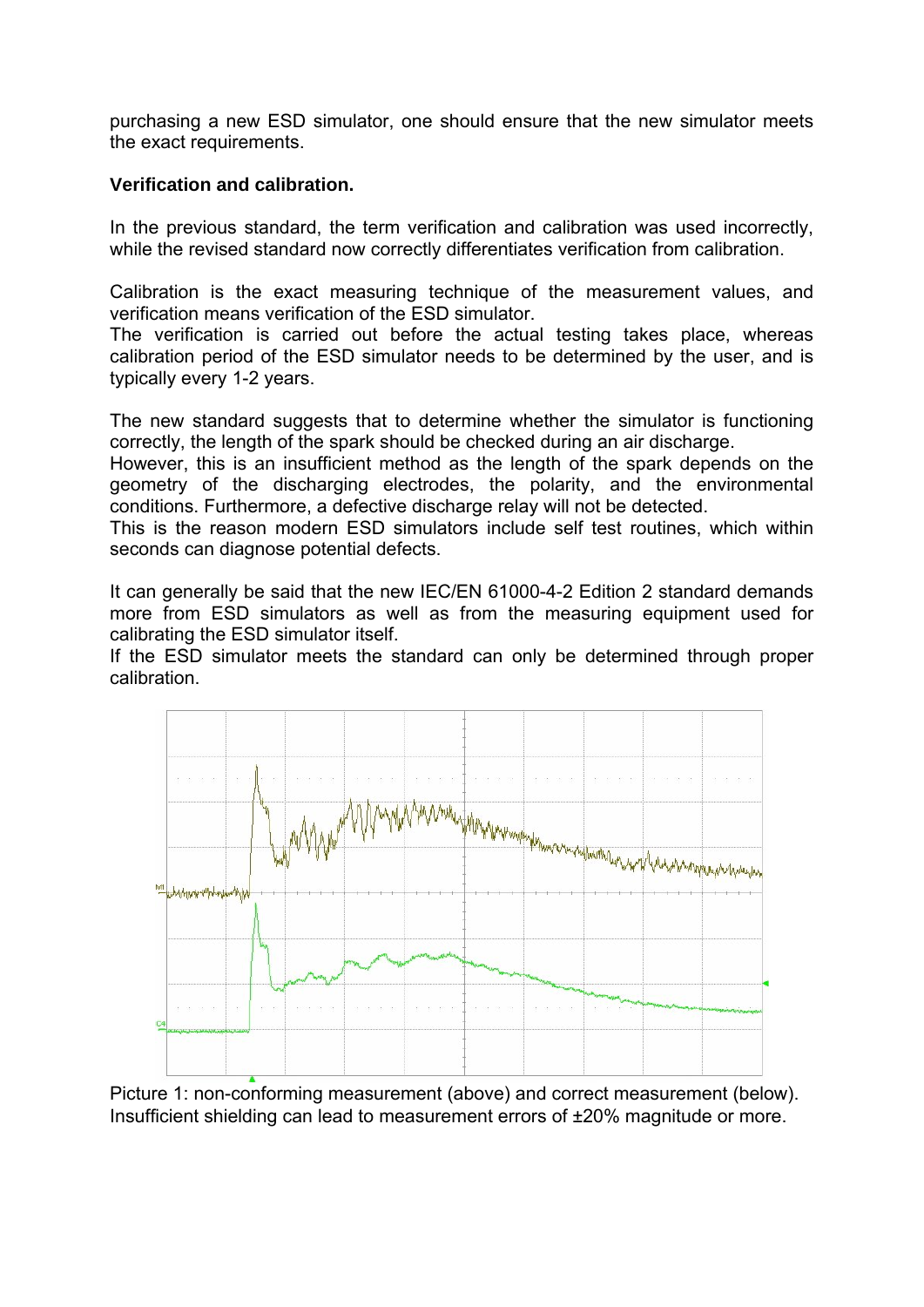purchasing a new ESD simulator, one should ensure that the new simulator meets the exact requirements.

**Verification and calibration.**

In the previous standard, the term verification and calibration was used incorrectly, while the revised standard now correctly differentiates verification from calibration.

Calibration is the exact measuring technique of the measurement values, and verification means verification of the ESD simulator.
The verification is carried out before the actual testing takes place, whereas calibration period of the ESD simulator needs to be determined by the user, and is typically every 1-2 years.

The new standard suggests that to determine whether the simulator is functioning correctly, the length of the spark should be checked during an air discharge.
However, this is an insufficient method as the length of the spark depends on the geometry of the discharging electrodes, the polarity, and the environmental conditions. Furthermore, a defective discharge relay will not be detected.
This is the reason modern ESD simulators include self test routines, which within seconds can diagnose potential defects.

It can generally be said that the new IEC/EN 61000-4-2 Edition 2 standard demands more from ESD simulators as well as from the measuring equipment used for calibrating the ESD simulator itself.
If the ESD simulator meets the standard can only be determined through proper calibration.

Picture 1: non-conforming measurement (above) and correct measurement (below). Insufficient shielding can lead to measurement errors of ±20% magnitude or more.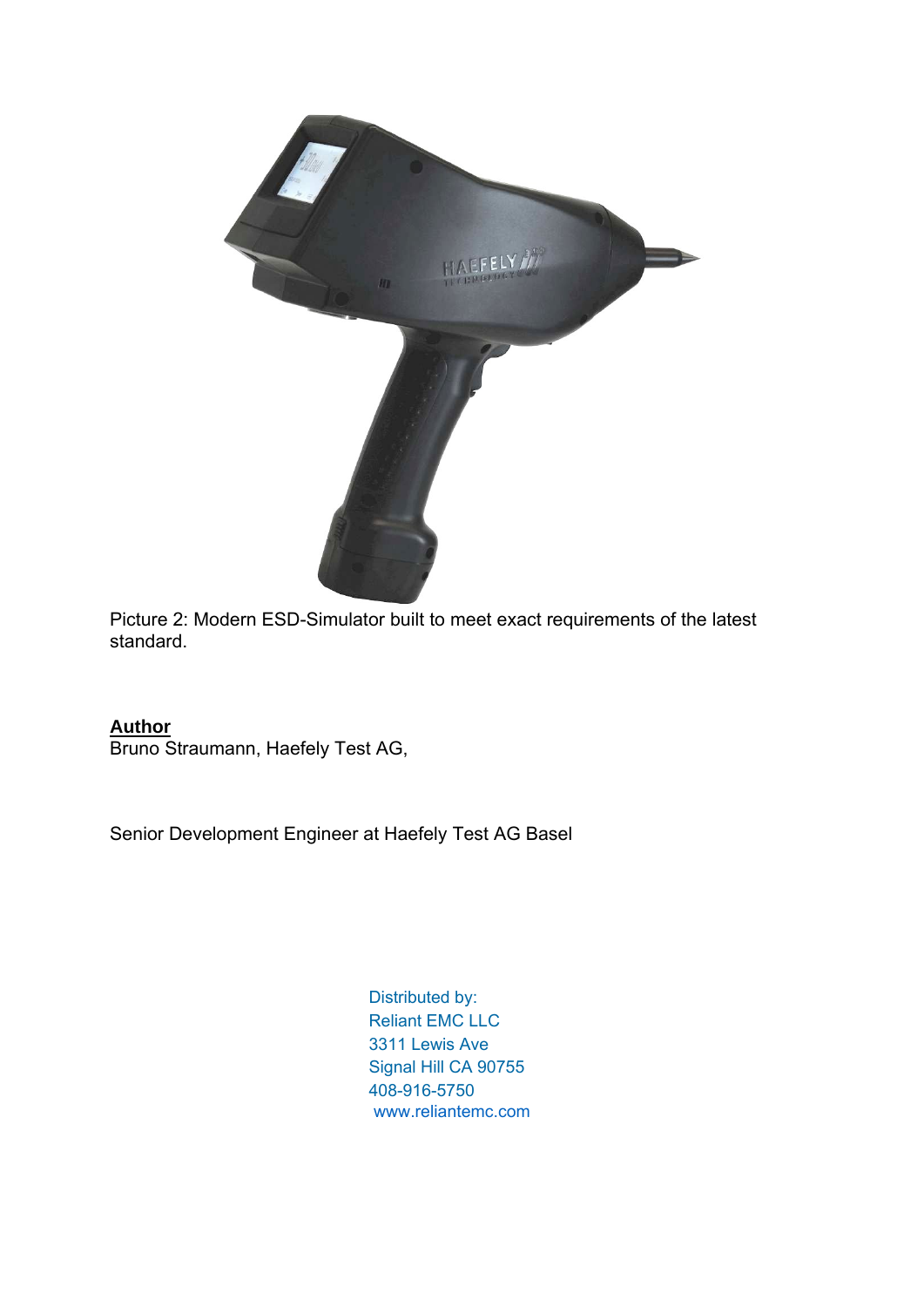Picture 2: Modern ESD-Simulator built to meet exact requirements of the latest standard.

**Author**

Bruno Straumann, Haefely Test AG,

Senior Development Engineer at Haefely Test AG Basel

Distributed by:
Reliant EMC LLC
3311 Lewis Ave
Signal Hill CA 90755
408-916-5750
www.reliantemc.com